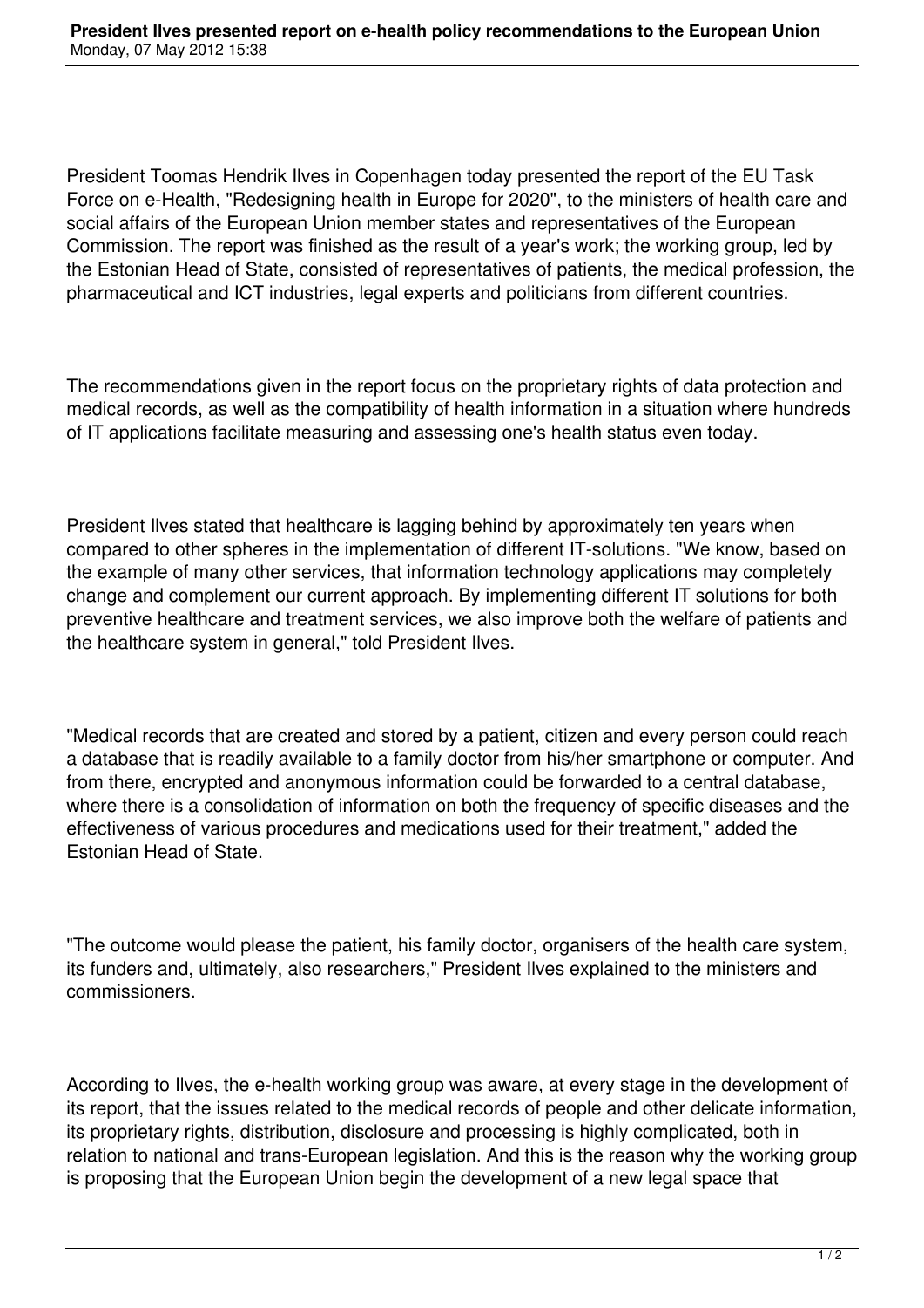# President Ilves presented report on e-health policy recommendations to the European Union

Monday, 07 May 2012 15:38

President Toomas Hendrik Ilves in Copenhagen today presented the report of the EU Task Force on e-Health, "Redesigning health in Europe for 2020", to the ministers of health care and social affairs of the European Union member states and representatives of the European Commission. The report was finished as the result of a year's work; the working group, led by the Estonian Head of State, consisted of representatives of patients, the medical profession, the pharmaceutical and ICT industries, legal experts and politicians from different countries.

The recommendations given in the report focus on the proprietary rights of data protection and medical records, as well as the compatibility of health information in a situation where hundreds of IT applications facilitate measuring and assessing one's health status even today.

President Ilves stated that healthcare is lagging behind by approximately ten years when compared to other spheres in the implementation of different IT-solutions. "We know, based on the example of many other services, that information technology applications may completely change and complement our current approach. By implementing different IT solutions for both preventive healthcare and treatment services, we also improve both the welfare of patients and the healthcare system in general," told President Ilves.

"Medical records that are created and stored by a patient, citizen and every person could reach a database that is readily available to a family doctor from his/her smartphone or computer. And from there, encrypted and anonymous information could be forwarded to a central database, where there is a consolidation of information on both the frequency of specific diseases and the effectiveness of various procedures and medications used for their treatment," added the Estonian Head of State.

"The outcome would please the patient, his family doctor, organisers of the health care system, its funders and, ultimately, also researchers," President Ilves explained to the ministers and commissioners.

According to Ilves, the e-health working group was aware, at every stage in the development of its report, that the issues related to the medical records of people and other delicate information, its proprietary rights, distribution, disclosure and processing is highly complicated, both in relation to national and trans-European legislation. And this is the reason why the working group is proposing that the European Union begin the development of a new legal space that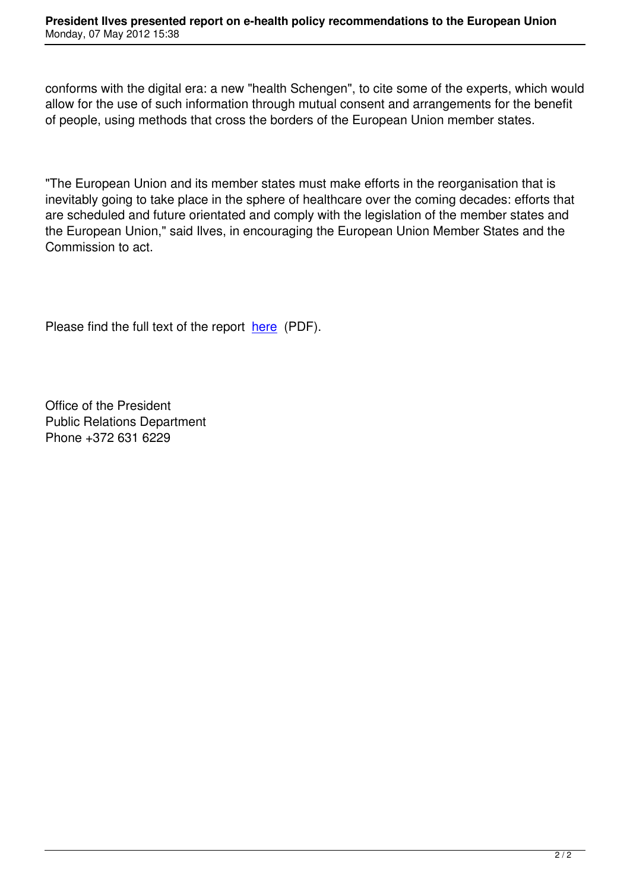conforms with the digital era: a new "health Schengen", to cite some of the experts, which would allow for the use of such information through mutual consent and arrangements for the benefit of people, using methods that cross the borders of the European Union member states.

"The European Union and its member states must make efforts in the reorganisation that is inevitably going to take place in the sphere of healthcare over the coming decades: efforts that are scheduled and future orientated and comply with the legislation of the member states and the European Union," said Ilves, in encouraging the European Union Member States and the Commission to act.

Please find the full text of the report here (PDF).

Office of the President
Public Relations Department
Phone +372 631 6229